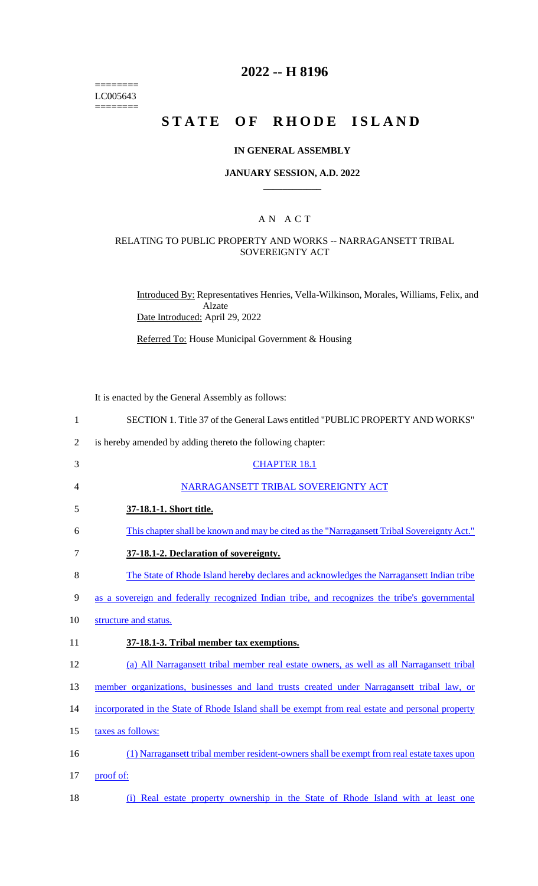========
LC005643
========

# 2022 -- H 8196

# STATE OF RHODE ISLAND

## IN GENERAL ASSEMBLY

### JANUARY SESSION, A.D. 2022

____________

A N A C T

RELATING TO PUBLIC PROPERTY AND WORKS -- NARRAGANSETT TRIBAL SOVEREIGNTY ACT

Introduced By: Representatives Henries, Vella-Wilkinson, Morales, Williams, Felix, and Alzate

Date Introduced: April 29, 2022

Referred To: House Municipal Government & Housing

It is enacted by the General Assembly as follows:

1 SECTION 1. Title 37 of the General Laws entitled "PUBLIC PROPERTY AND WORKS"

2 is hereby amended by adding thereto the following chapter:

3 CHAPTER 18.1

4 NARRAGANSETT TRIBAL SOVEREIGNTY ACT

5 **37-18.1-1. Short title.**

6 This chapter shall be known and may be cited as the "Narragansett Tribal Sovereignty Act."

7 **37-18.1-2. Declaration of sovereignty.**

8 The State of Rhode Island hereby declares and acknowledges the Narragansett Indian tribe

9 as a sovereign and federally recognized Indian tribe, and recognizes the tribe's governmental

10 structure and status.

11 **37-18.1-3. Tribal member tax exemptions.**

12 (a) All Narragansett tribal member real estate owners, as well as all Narragansett tribal

13 member organizations, businesses and land trusts created under Narragansett tribal law, or

14 incorporated in the State of Rhode Island shall be exempt from real estate and personal property

15 taxes as follows:

16 (1) Narragansett tribal member resident-owners shall be exempt from real estate taxes upon

17 proof of:

18 (i) Real estate property ownership in the State of Rhode Island with at least one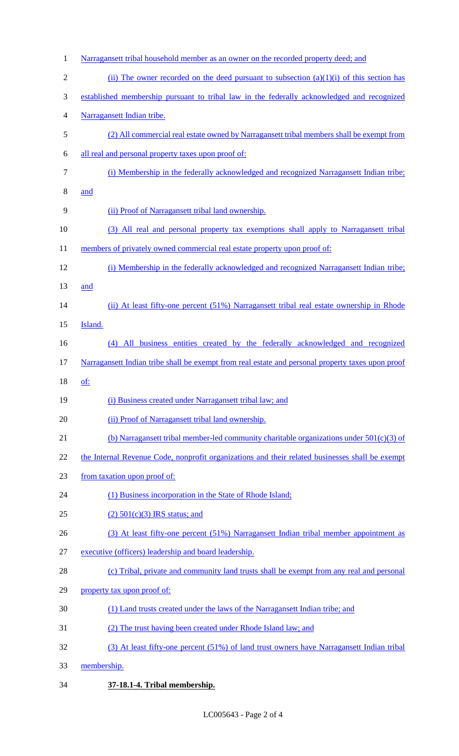Narragansett tribal household member as an owner on the recorded property deed; and

(ii) The owner recorded on the deed pursuant to subsection (a)(1)(i) of this section has established membership pursuant to tribal law in the federally acknowledged and recognized Narragansett Indian tribe.

(2) All commercial real estate owned by Narragansett tribal members shall be exempt from all real and personal property taxes upon proof of:

(i) Membership in the federally acknowledged and recognized Narragansett Indian tribe; and

(ii) Proof of Narragansett tribal land ownership.

(3) All real and personal property tax exemptions shall apply to Narragansett tribal members of privately owned commercial real estate property upon proof of:

(i) Membership in the federally acknowledged and recognized Narragansett Indian tribe; and

(ii) At least fifty-one percent (51%) Narragansett tribal real estate ownership in Rhode Island.

(4) All business entities created by the federally acknowledged and recognized Narragansett Indian tribe shall be exempt from real estate and personal property taxes upon proof of:

(i) Business created under Narragansett tribal law; and

(ii) Proof of Narragansett tribal land ownership.

(b) Narragansett tribal member-led community charitable organizations under 501(c)(3) of the Internal Revenue Code, nonprofit organizations and their related businesses shall be exempt from taxation upon proof of:

(1) Business incorporation in the State of Rhode Island;

(2) 501(c)(3) IRS status; and

(3) At least fifty-one percent (51%) Narragansett Indian tribal member appointment as executive (officers) leadership and board leadership.

(c) Tribal, private and community land trusts shall be exempt from any real and personal property tax upon proof of:

(1) Land trusts created under the laws of the Narragansett Indian tribe; and

(2) The trust having been created under Rhode Island law; and

(3) At least fifty-one percent (51%) of land trust owners have Narragansett Indian tribal membership.

**37-18.1-4. Tribal membership.**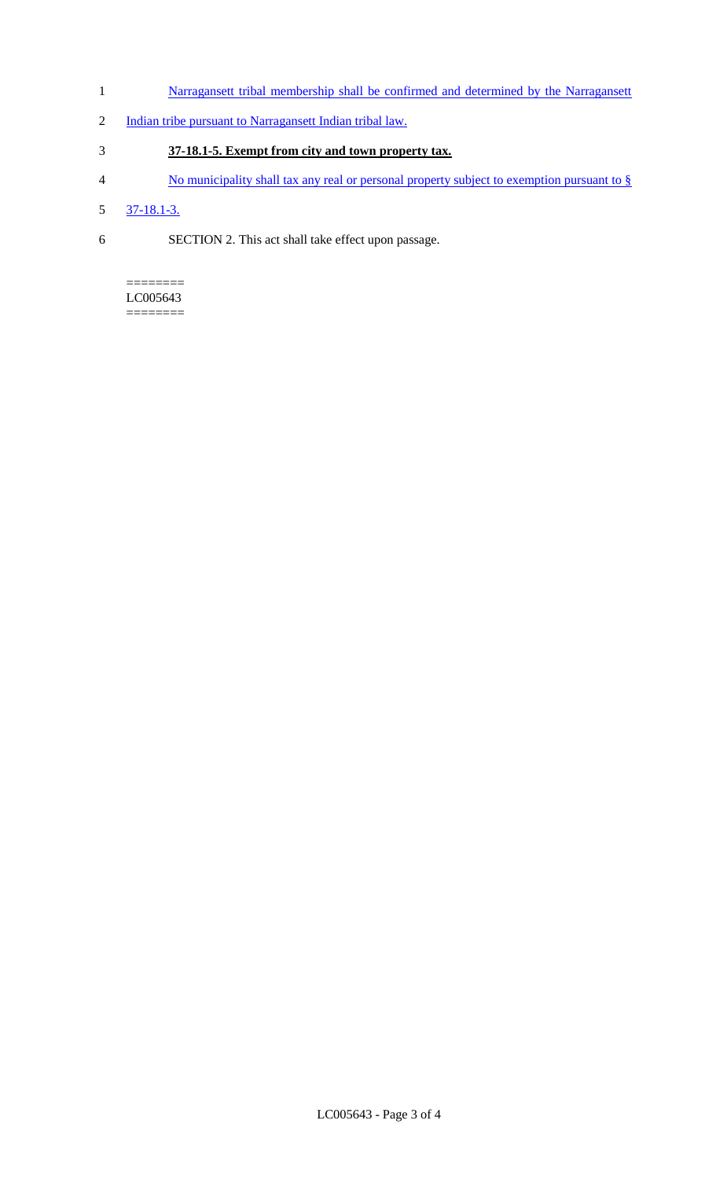Narragansett tribal membership shall be confirmed and determined by the Narragansett Indian tribe pursuant to Narragansett Indian tribal law.

**37-18.1-5. Exempt from city and town property tax.**

No municipality shall tax any real or personal property subject to exemption pursuant to § 37-18.1-3.

SECTION 2. This act shall take effect upon passage.

========
LC005643
========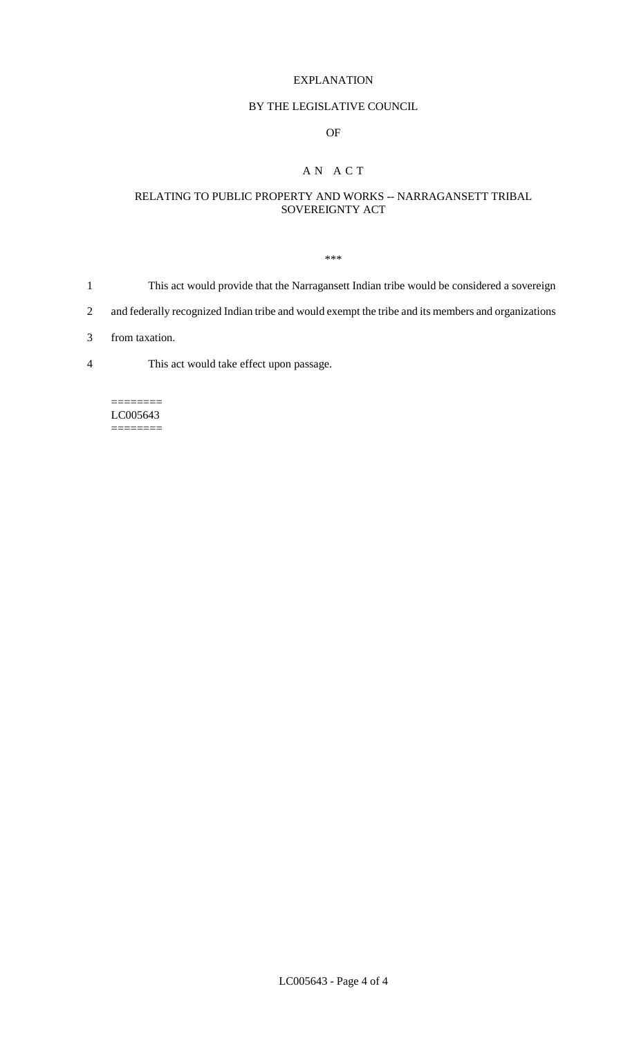EXPLANATION

BY THE LEGISLATIVE COUNCIL

OF

# A N A C T

## RELATING TO PUBLIC PROPERTY AND WORKS -- NARRAGANSETT TRIBAL SOVEREIGNTY ACT

\*\*\*

1 This act would provide that the Narragansett Indian tribe would be considered a sovereign
2 and federally recognized Indian tribe and would exempt the tribe and its members and organizations
3 from taxation.

4 This act would take effect upon passage.

========
LC005643
========